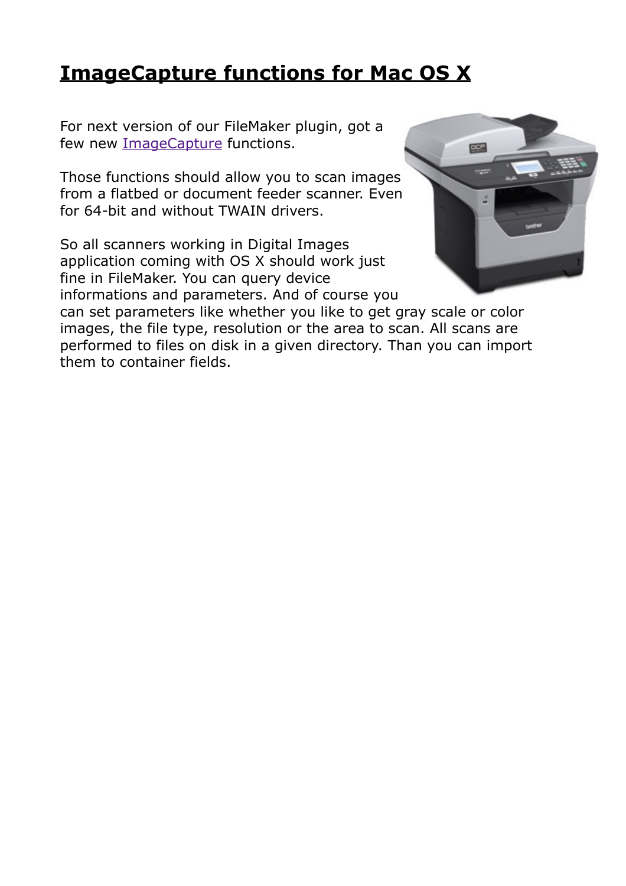# ImageCapture functions for Mac OS X

For next version of our FileMaker plugin, got a few new ImageCapture functions.

Those functions should allow you to scan images from a flatbed or document feeder scanner. Even for 64-bit and without TWAIN drivers.

So all scanners working in Digital Images application coming with OS X should work just fine in FileMaker. You can query device informations and parameters. And of course you can set parameters like whether you like to get gray scale or color images, the file type, resolution or the area to scan. All scans are performed to files on disk in a given directory. Than you can import them to container fields.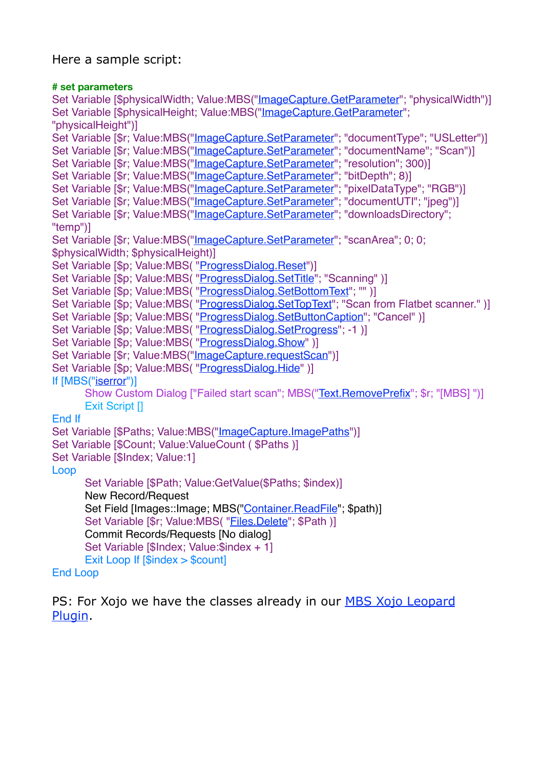Here a sample script:

```
# set parameters
Set Variable [$physicalWidth; Value:MBS("ImageCapture.GetParameter"; "physicalWidth")]
Set Variable [$physicalHeight; Value:MBS("ImageCapture.GetParameter"; "physicalHeight")]
Set Variable [$r; Value:MBS("ImageCapture.SetParameter"; "documentType"; "USLetter")]
Set Variable [$r; Value:MBS("ImageCapture.SetParameter"; "documentName"; "Scan")]
Set Variable [$r; Value:MBS("ImageCapture.SetParameter"; "resolution"; 300)]
Set Variable [$r; Value:MBS("ImageCapture.SetParameter"; "bitDepth"; 8)]
Set Variable [$r; Value:MBS("ImageCapture.SetParameter"; "pixelDataType"; "RGB")]
Set Variable [$r; Value:MBS("ImageCapture.SetParameter"; "documentUTI"; "jpeg")]
Set Variable [$r; Value:MBS("ImageCapture.SetParameter"; "downloadsDirectory"; "temp")]
Set Variable [$r; Value:MBS("ImageCapture.SetParameter"; "scanArea"; 0; 0; $physicalWidth; $physicalHeight)]
Set Variable [$p; Value:MBS( "ProgressDialog.Reset")]
Set Variable [$p; Value:MBS( "ProgressDialog.SetTitle"; "Scanning" )]
Set Variable [$p; Value:MBS( "ProgressDialog.SetBottomText"; "" )]
Set Variable [$p; Value:MBS( "ProgressDialog.SetTopText"; "Scan from Flatbet scanner." )]
Set Variable [$p; Value:MBS( "ProgressDialog.SetButtonCaption"; "Cancel" )]
Set Variable [$p; Value:MBS( "ProgressDialog.SetProgress"; -1 )]
Set Variable [$p; Value:MBS( "ProgressDialog.Show" )]
Set Variable [$r; Value:MBS("ImageCapture.requestScan")]
Set Variable [$p; Value:MBS( "ProgressDialog.Hide" )]
If [MBS("iserror")]
    Show Custom Dialog ["Failed start scan"; MBS("Text.RemovePrefix"; $r; "[MBS] ")]
    Exit Script []
End If
Set Variable [$Paths; Value:MBS("ImageCapture.ImagePaths")]
Set Variable [$Count; Value:ValueCount ( $Paths )]
Set Variable [$Index; Value:1]
Loop
    Set Variable [$Path; Value:GetValue($Paths; $index)]
    New Record/Request
    Set Field [Images::Image; MBS("Container.ReadFile"; $path)]
    Set Variable [$r; Value:MBS( "Files.Delete"; $Path )]
    Commit Records/Requests [No dialog]
    Set Variable [$Index; Value:$index + 1]
    Exit Loop If [$index > $count]
End Loop
```

PS: For Xojo we have the classes already in our MBS Xojo Leopard Plugin.